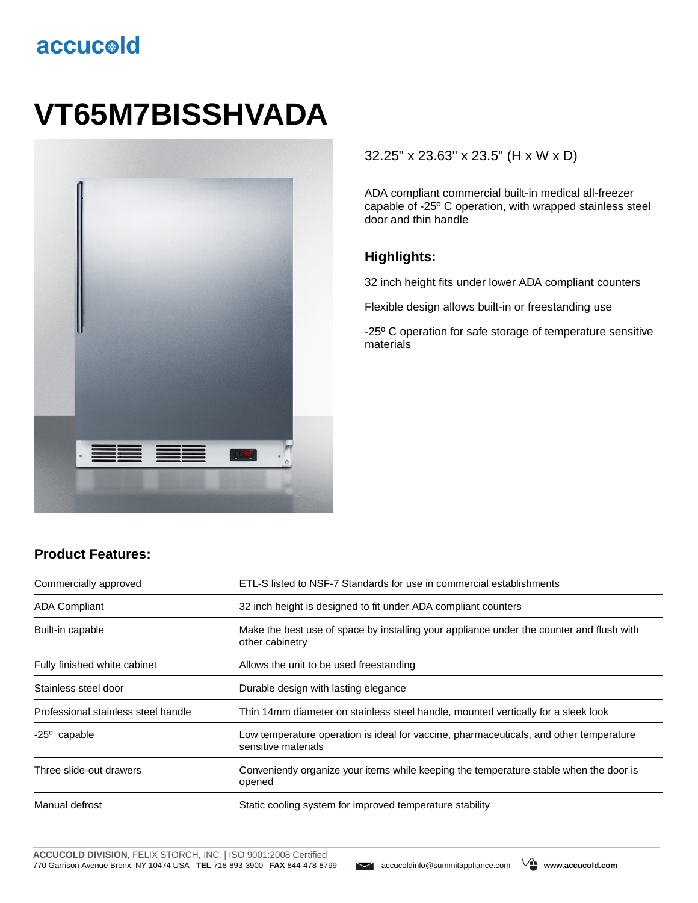accucold

# VT65M7BISSHVADA

32.25" x 23.63" x 23.5" (H x W x D)

ADA compliant commercial built-in medical all-freezer capable of -25º C operation, with wrapped stainless steel door and thin handle

## Highlights:

32 inch height fits under lower ADA compliant counters

Flexible design allows built-in or freestanding use

-25º C operation for safe storage of temperature sensitive materials

## Product Features:

| | |
|---|---|
| Commercially approved | ETL-S listed to NSF-7 Standards for use in commercial establishments |
| ADA Compliant | 32 inch height is designed to fit under ADA compliant counters |
| Built-in capable | Make the best use of space by installing your appliance under the counter and flush with other cabinetry |
| Fully finished white cabinet | Allows the unit to be used freestanding |
| Stainless steel door | Durable design with lasting elegance |
| Professional stainless steel handle | Thin 14mm diameter on stainless steel handle, mounted vertically for a sleek look |
| -25º capable | Low temperature operation is ideal for vaccine, pharmaceuticals, and other temperature sensitive materials |
| Three slide-out drawers | Conveniently organize your items while keeping the temperature stable when the door is opened |
| Manual defrost | Static cooling system for improved temperature stability |

**ACCUCOLD DIVISION**, FELIX STORCH, INC. | ISO 9001:2008 Certified
770 Garrison Avenue Bronx, NY 10474 USA **TEL** 718-893-3900 **FAX** 844-478-8799 accucoldinfo@summitappliance.com **www.accucold.com**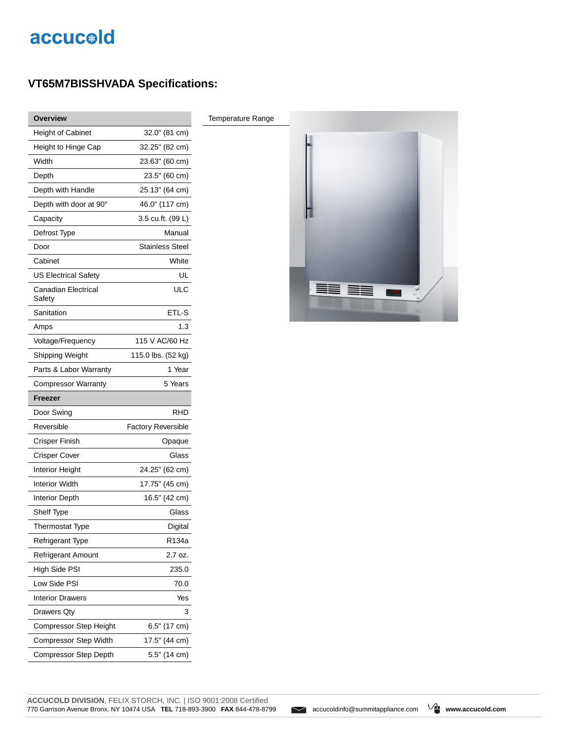accucold

## VT65M7BISSHVADA Specifications:

| | |
|---|---|
| **Overview** | |
| Height of Cabinet | 32.0" (81 cm) |
| Height to Hinge Cap | 32.25" (82 cm) |
| Width | 23.63" (60 cm) |
| Depth | 23.5" (60 cm) |
| Depth with Handle | 25.13" (64 cm) |
| Depth with door at 90° | 46.0" (117 cm) |
| Capacity | 3.5 cu.ft. (99 L) |
| Defrost Type | Manual |
| Door | Stainless Steel |
| Cabinet | White |
| US Electrical Safety | UL |
| Canadian Electrical Safety | ULC |
| Sanitation | ETL-S |
| Amps | 1.3 |
| Voltage/Frequency | 115 V AC/60 Hz |
| Shipping Weight | 115.0 lbs. (52 kg) |
| Parts & Labor Warranty | 1 Year |
| Compressor Warranty | 5 Years |
| **Freezer** | |
| Door Swing | RHD |
| Reversible | Factory Reversible |
| Crisper Finish | Opaque |
| Crisper Cover | Glass |
| Interior Height | 24.25" (62 cm) |
| Interior Width | 17.75" (45 cm) |
| Interior Depth | 16.5" (42 cm) |
| Shelf Type | Glass |
| Thermostat Type | Digital |
| Refrigerant Type | R134a |
| Refrigerant Amount | 2.7 oz. |
| High Side PSI | 235.0 |
| Low Side PSI | 70.0 |
| Interior Drawers | Yes |
| Drawers Qty | 3 |
| Compressor Step Height | 6.5" (17 cm) |
| Compressor Step Width | 17.5" (44 cm) |
| Compressor Step Depth | 5.5" (14 cm) |

Temperature Range

**ACCUCOLD DIVISION**, FELIX STORCH, INC. | ISO 9001:2008 Certified
770 Garrison Avenue Bronx, NY 10474 USA **TEL** 718-893-3900 **FAX** 844-478-8799 accucoldinfo@summitappliance.com **www.accucold.com**